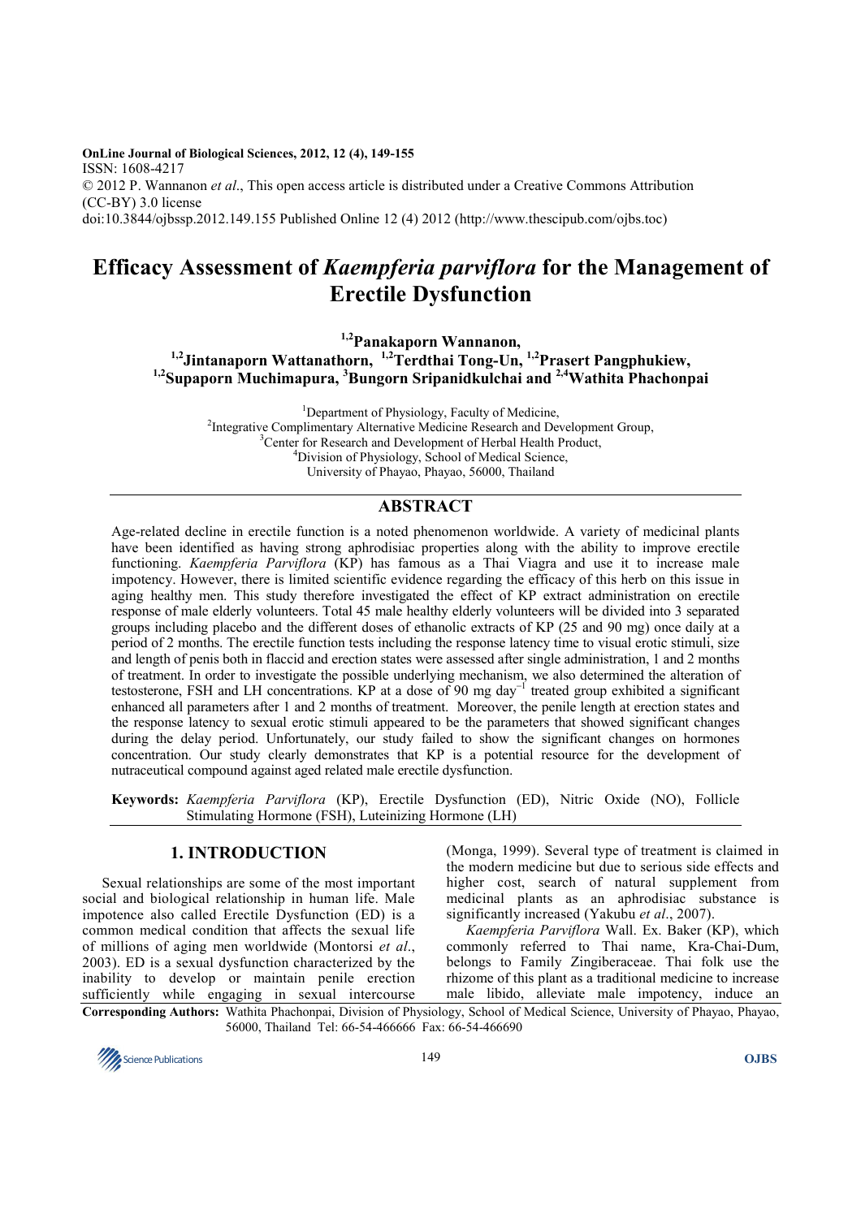OnLine Journal of Biological Sciences, 2012, 12 (4), 149-155
ISSN: 1608-4217
© 2012 P. Wannanon *et al*., This open access article is distributed under a Creative Commons Attribution (CC-BY) 3.0 license
doi:10.3844/ojbssp.2012.149.155 Published Online 12 (4) 2012 (http://www.thescipub.com/ojbs.toc)

# Efficacy Assessment of *Kaempferia parviflora* for the Management of Erectile Dysfunction

[1,2]Panakaporn Wannanon, [1,2]Jintanaporn Wattanathorn, [1,2]Terdthai Tong-Un, [1,2]Prasert Pangphukiew, [1,2]Supaporn Muchimapura, [3]Bungorn Sripanidkulchai and [2,4]Wathita Phachonpai

[1]Department of Physiology, Faculty of Medicine,
[2]Integrative Complimentary Alternative Medicine Research and Development Group,
[3]Center for Research and Development of Herbal Health Product,
[4]Division of Physiology, School of Medical Science,
University of Phayao, Phayao, 56000, Thailand

## ABSTRACT

Age-related decline in erectile function is a noted phenomenon worldwide. A variety of medicinal plants have been identified as having strong aphrodisiac properties along with the ability to improve erectile functioning. *Kaempferia Parviflora* (KP) has famous as a Thai Viagra and use it to increase male impotency. However, there is limited scientific evidence regarding the efficacy of this herb on this issue in aging healthy men. This study therefore investigated the effect of KP extract administration on erectile response of male elderly volunteers. Total 45 male healthy elderly volunteers will be divided into 3 separated groups including placebo and the different doses of ethanolic extracts of KP (25 and 90 mg) once daily at a period of 2 months. The erectile function tests including the response latency time to visual erotic stimuli, size and length of penis both in flaccid and erection states were assessed after single administration, 1 and 2 months of treatment. In order to investigate the possible underlying mechanism, we also determined the alteration of testosterone, FSH and LH concentrations. KP at a dose of 90 mg day$^{-1}$ treated group exhibited a significant enhanced all parameters after 1 and 2 months of treatment. Moreover, the penile length at erection states and the response latency to sexual erotic stimuli appeared to be the parameters that showed significant changes during the delay period. Unfortunately, our study failed to show the significant changes on hormones concentration. Our study clearly demonstrates that KP is a potential resource for the development of nutraceutical compound against aged related male erectile dysfunction.

**Keywords:** *Kaempferia Parviflora* (KP), Erectile Dysfunction (ED), Nitric Oxide (NO), Follicle Stimulating Hormone (FSH), Luteinizing Hormone (LH)

## 1. INTRODUCTION

Sexual relationships are some of the most important social and biological relationship in human life. Male impotence also called Erectile Dysfunction (ED) is a common medical condition that affects the sexual life of millions of aging men worldwide (Montorsi *et al*., 2003). ED is a sexual dysfunction characterized by the inability to develop or maintain penile erection sufficiently while engaging in sexual intercourse (Monga, 1999). Several type of treatment is claimed in the modern medicine but due to serious side effects and higher cost, search of natural supplement from medicinal plants as an aphrodisiac substance is significantly increased (Yakubu *et al*., 2007).

*Kaempferia Parviflora* Wall. Ex. Baker (KP), which commonly referred to Thai name, Kra-Chai-Dum, belongs to Family Zingiberaceae. Thai folk use the rhizome of this plant as a traditional medicine to increase male libido, alleviate male impotency, induce an

**Corresponding Authors:** Wathita Phachonpai, Division of Physiology, School of Medical Science, University of Phayao, Phayao, 56000, Thailand Tel: 66-54-466666 Fax: 66-54-466690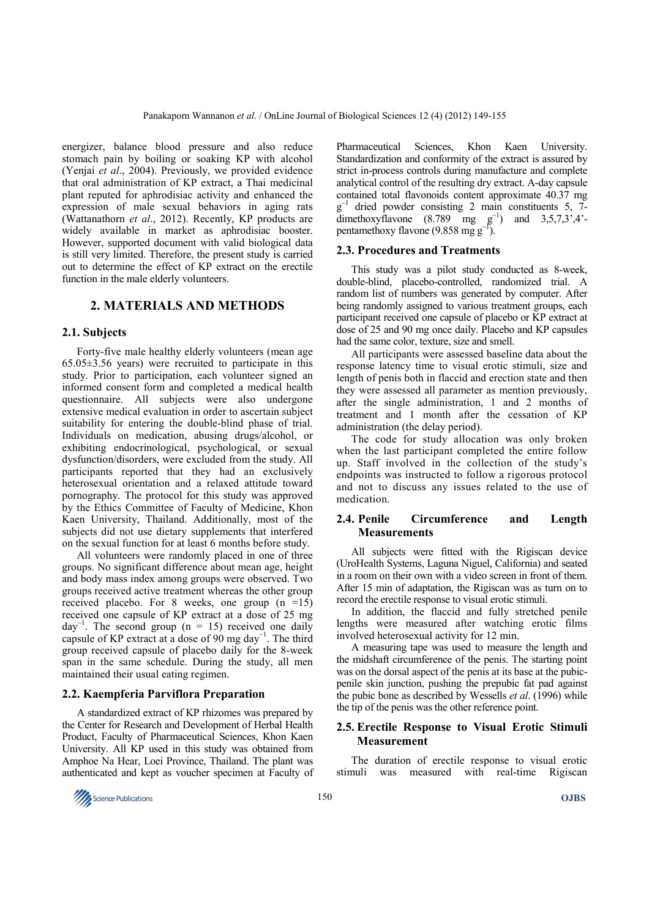energizer, balance blood pressure and also reduce stomach pain by boiling or soaking KP with alcohol (Yenjai *et al*., 2004). Previously, we provided evidence that oral administration of KP extract, a Thai medicinal plant reputed for aphrodisiac activity and enhanced the expression of male sexual behaviors in aging rats (Wattanathorn *et al*., 2012). Recently, KP products are widely available in market as aphrodisiac booster. However, supported document with valid biological data is still very limited. Therefore, the present study is carried out to determine the effect of KP extract on the erectile function in the male elderly volunteers.

## 2. MATERIALS AND METHODS

### 2.1. Subjects

Forty-five male healthy elderly volunteers (mean age 65.05±3.56 years) were recruited to participate in this study. Prior to participation, each volunteer signed an informed consent form and completed a medical health questionnaire. All subjects were also undergone extensive medical evaluation in order to ascertain subject suitability for entering the double-blind phase of trial. Individuals on medication, abusing drugs/alcohol, or exhibiting endocrinological, psychological, or sexual dysfunction/disorders, were excluded from the study. All participants reported that they had an exclusively heterosexual orientation and a relaxed attitude toward pornography. The protocol for this study was approved by the Ethics Committee of Faculty of Medicine, Khon Kaen University, Thailand. Additionally, most of the subjects did not use dietary supplements that interfered on the sexual function for at least 6 months before study.

All volunteers were randomly placed in one of three groups. No significant difference about mean age, height and body mass index among groups were observed. Two groups received active treatment whereas the other group received placebo. For 8 weeks, one group (n =15) received one capsule of KP extract at a dose of 25 mg day$^{-1}$. The second group (n = 15) received one daily capsule of KP extract at a dose of 90 mg day$^{-1}$. The third group received capsule of placebo daily for the 8-week span in the same schedule. During the study, all men maintained their usual eating regimen.

### 2.2. Kaempferia Parviflora Preparation

A standardized extract of KP rhizomes was prepared by the Center for Research and Development of Herbal Health Product, Faculty of Pharmaceutical Sciences, Khon Kaen University. All KP used in this study was obtained from Amphoe Na Hear, Loei Province, Thailand. The plant was authenticated and kept as voucher specimen at Faculty of Pharmaceutical Sciences, Khon Kaen University. Standardization and conformity of the extract is assured by strict in-process controls during manufacture and complete analytical control of the resulting dry extract. A-day capsule contained total flavonoids content approximate 40.37 mg g$^{-1}$ dried powder consisting 2 main constituents 5, 7-dimethoxyflavone (8.789 mg g$^{-1}$) and 3,5,7,3',4'-pentamethoxy flavone (9.858 mg g$^{-1}$).

### 2.3. Procedures and Treatments

This study was a pilot study conducted as 8-week, double-blind, placebo-controlled, randomized trial. A random list of numbers was generated by computer. After being randomly assigned to various treatment groups, each participant received one capsule of placebo or KP extract at dose of 25 and 90 mg once daily. Placebo and KP capsules had the same color, texture, size and smell.

All participants were assessed baseline data about the response latency time to visual erotic stimuli, size and length of penis both in flaccid and erection state and then they were assessed all parameter as mention previously, after the single administration, 1 and 2 months of treatment and 1 month after the cessation of KP administration (the delay period).

The code for study allocation was only broken when the last participant completed the entire follow up. Staff involved in the collection of the study's endpoints was instructed to follow a rigorous protocol and not to discuss any issues related to the use of medication.

### 2.4. Penile Circumference and Length Measurements

All subjects were fitted with the Rigiscan device (UroHealth Systems, Laguna Niguel, California) and seated in a room on their own with a video screen in front of them. After 15 min of adaptation, the Rigiscan was as turn on to record the erectile response to visual erotic stimuli.

In addition, the flaccid and fully stretched penile lengths were measured after watching erotic films involved heterosexual activity for 12 min.

A measuring tape was used to measure the length and the midshaft circumference of the penis. The starting point was on the dorsal aspect of the penis at its base at the pubic-penile skin junction, pushing the prepubic fat pad against the pubic bone as described by Wessells *et al*. (1996) while the tip of the penis was the other reference point.

### 2.5. Erectile Response to Visual Erotic Stimuli Measurement

The duration of erectile response to visual erotic stimuli was measured with real-time Rigiscan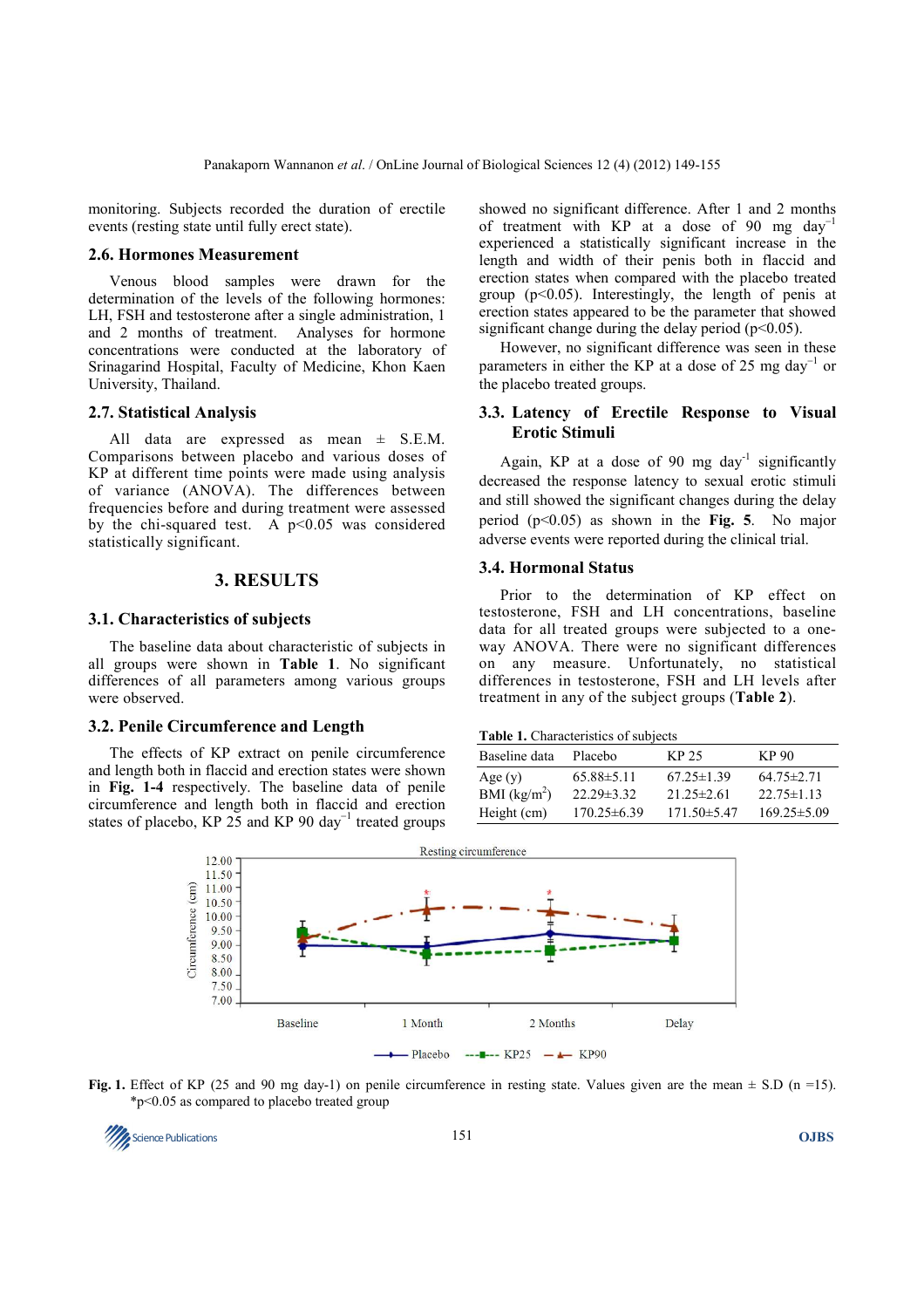monitoring. Subjects recorded the duration of erectile events (resting state until fully erect state).

### 2.6. Hormones Measurement

Venous blood samples were drawn for the determination of the levels of the following hormones: LH, FSH and testosterone after a single administration, 1 and 2 months of treatment. Analyses for hormone concentrations were conducted at the laboratory of Srinagarind Hospital, Faculty of Medicine, Khon Kaen University, Thailand.

### 2.7. Statistical Analysis

All data are expressed as mean ± S.E.M. Comparisons between placebo and various doses of KP at different time points were made using analysis of variance (ANOVA). The differences between frequencies before and during treatment were assessed by the chi-squared test. A $p<0.05$ was considered statistically significant.

## 3. RESULTS

### 3.1. Characteristics of subjects

The baseline data about characteristic of subjects in all groups were shown in **Table 1**. No significant differences of all parameters among various groups were observed.

### 3.2. Penile Circumference and Length

The effects of KP extract on penile circumference and length both in flaccid and erection states were shown in **Fig. 1-4** respectively. The baseline data of penile circumference and length both in flaccid and erection states of placebo, KP 25 and KP 90 day$^{-1}$ treated groups showed no significant difference. After 1 and 2 months of treatment with KP at a dose of 90 mg day$^{-1}$ experienced a statistically significant increase in the length and width of their penis both in flaccid and erection states when compared with the placebo treated group ($p<0.05$). Interestingly, the length of penis at erection states appeared to be the parameter that showed significant change during the delay period ($p<0.05$).

However, no significant difference was seen in these parameters in either the KP at a dose of 25 mg day$^{-1}$ or the placebo treated groups.

### 3.3. Latency of Erectile Response to Visual Erotic Stimuli

Again, KP at a dose of 90 mg day$^{-1}$ significantly decreased the response latency to sexual erotic stimuli and still showed the significant changes during the delay period ($p<0.05$) as shown in the **Fig. 5**. No major adverse events were reported during the clinical trial.

### 3.4. Hormonal Status

Prior to the determination of KP effect on testosterone, FSH and LH concentrations, baseline data for all treated groups were subjected to a one-way ANOVA. There were no significant differences on any measure. Unfortunately, no statistical differences in testosterone, FSH and LH levels after treatment in any of the subject groups (**Table 2**).

**Table 1.** Characteristics of subjects

| Baseline data | Placebo | KP 25 | KP 90 |
|---|---|---|---|
| Age (y) | 65.88±5.11 | 67.25±1.39 | 64.75±2.71 |
| BMI (kg/m$^2$) | 22.29±3.32 | 21.25±2.61 | 22.75±1.13 |
| Height (cm) | 170.25±6.39 | 171.50±5.47 | 169.25±5.09 |

**Fig. 1.** Effect of KP (25 and 90 mg day-1) on penile circumference in resting state. Values given are the mean ± S.D (n =15). *p<0.05 as compared to placebo treated group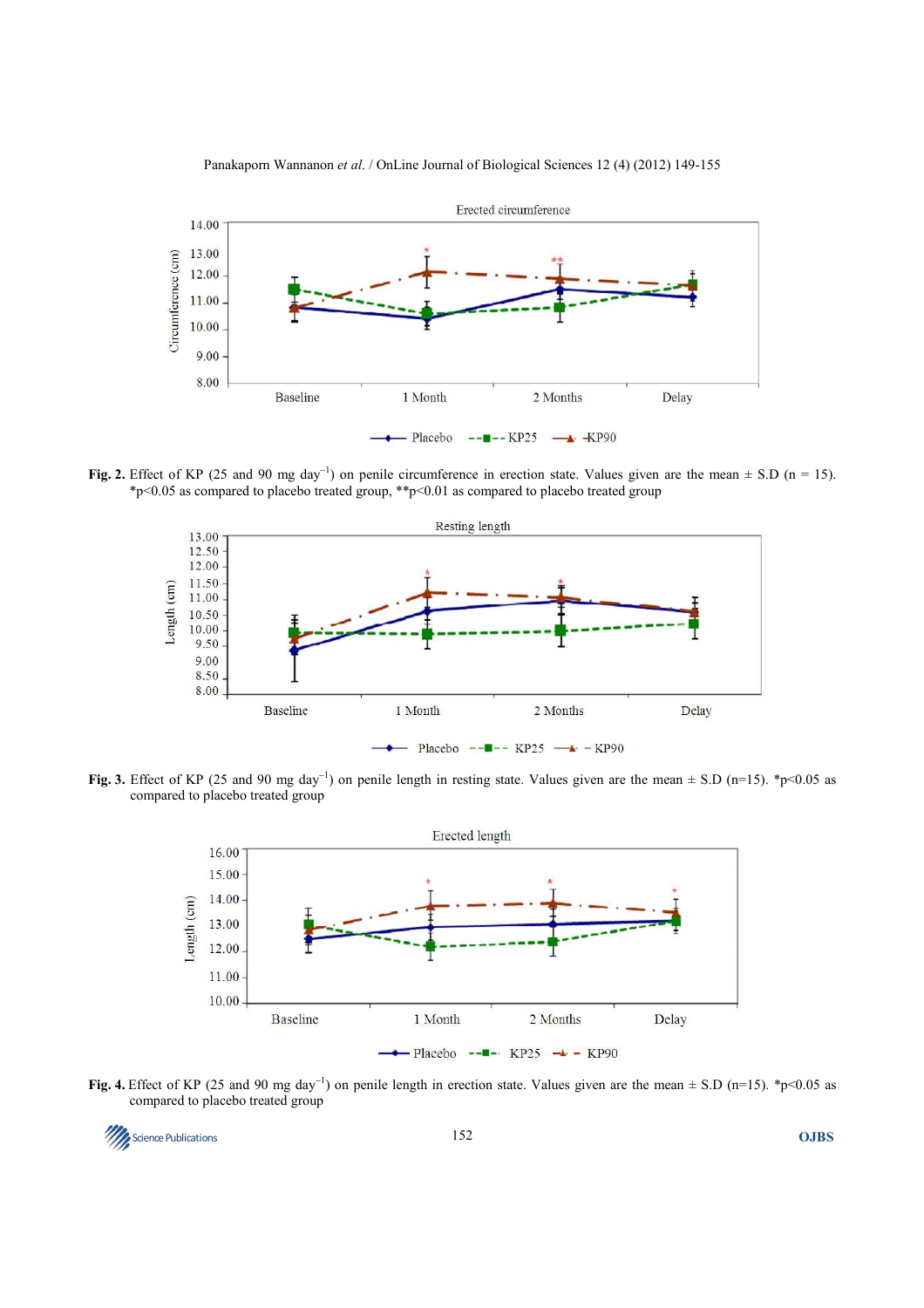**Fig. 2.** Effect of KP (25 and 90 mg day$^{-1}$) on penile circumference in erection state. Values given are the mean ± S.D (n = 15). *p<0.05 as compared to placebo treated group, **p<0.01 as compared to placebo treated group

**Fig. 3.** Effect of KP (25 and 90 mg day$^{-1}$) on penile length in resting state. Values given are the mean ± S.D (n=15). *p<0.05 as compared to placebo treated group

**Fig. 4.** Effect of KP (25 and 90 mg day$^{-1}$) on penile length in erection state. Values given are the mean ± S.D (n=15). *p<0.05 as compared to placebo treated group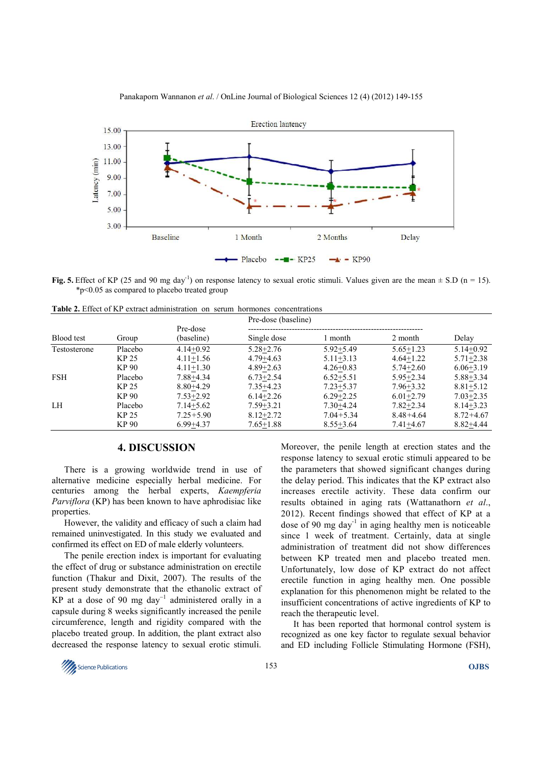Fig. 5. Effect of KP (25 and 90 mg day$^{-1}$) on response latency to sexual erotic stimuli. Values given are the mean ± S.D (n = 15). *p<0.05 as compared to placebo treated group

**Table 2.** Effect of KP extract administration on serum hormones concentrations

| Blood test | Group | Pre-dose (baseline) | Single dose | 1 month | 2 month | Delay |
|---|---|---|---|---|---|---|
| Testosterone | Placebo | 4.14±0.92 | 5.28±2.76 | 5.92±5.49 | 5.65±1.23 | 5.14±0.92 |
| | KP 25 | 4.11±1.56 | 4.79±4.63 | 5.11±3.13 | 4.64±1.22 | 5.71±2.38 |
| | KP 90 | 4.11±1.30 | 4.89±2.63 | 4.26±0.83 | 5.74±2.60 | 6.06±3.19 |
| FSH | Placebo | 7.88±4.34 | 6.73±2.54 | 6.52±5.51 | 5.95±2.34 | 5.88±3.34 |
| | KP 25 | 8.80±4.29 | 7.35±4.23 | 7.23±5.37 | 7.96±3.32 | 8.81±5.12 |
| | KP 90 | 7.53±2.92 | 6.14±2.26 | 6.29±2.25 | 6.01±2.79 | 7.03±2.35 |
| LH | Placebo | 7.14±5.62 | 7.59±3.21 | 7.30±4.24 | 7.82±2.34 | 8.14±3.23 |
| | KP 25 | 7.25+5.90 | 8.12±2.72 | 7.04+5.34 | 8.48+4.64 | 8.72+4.67 |
| | KP 90 | 6.99±4.37 | 7.65±1.88 | 8.55±3.64 | 7.41±4.67 | 8.82±4.44 |

## 4. DISCUSSION

There is a growing worldwide trend in use of alternative medicine especially herbal medicine. For centuries among the herbal experts, *Kaempferia Parviflora* (KP) has been known to have aphrodisiac like properties.

However, the validity and efficacy of such a claim had remained uninvestigated. In this study we evaluated and confirmed its effect on ED of male elderly volunteers.

The penile erection index is important for evaluating the effect of drug or substance administration on erectile function (Thakur and Dixit, 2007). The results of the present study demonstrate that the ethanolic extract of KP at a dose of 90 mg day$^{-1}$ administered orally in a capsule during 8 weeks significantly increased the penile circumference, length and rigidity compared with the placebo treated group. In addition, the plant extract also decreased the response latency to sexual erotic stimuli. Moreover, the penile length at erection states and the response latency to sexual erotic stimuli appeared to be the parameters that showed significant changes during the delay period. This indicates that the KP extract also increases erectile activity. These data confirm our results obtained in aging rats (Wattanathorn *et al*., 2012). Recent findings showed that effect of KP at a dose of 90 mg day$^{-1}$ in aging healthy men is noticeable since 1 week of treatment. Certainly, data at single administration of treatment did not show differences between KP treated men and placebo treated men. Unfortunately, low dose of KP extract do not affect erectile function in aging healthy men. One possible explanation for this phenomenon might be related to the insufficient concentrations of active ingredients of KP to reach the therapeutic level.

It has been reported that hormonal control system is recognized as one key factor to regulate sexual behavior and ED including Follicle Stimulating Hormone (FSH),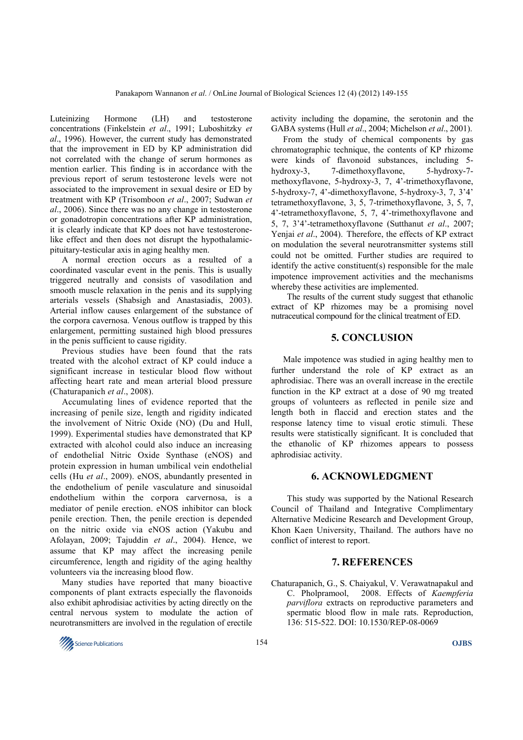Luteinizing Hormone (LH) and testosterone concentrations (Finkelstein *et al*., 1991; Luboshitzky *et al*., 1996). However, the current study has demonstrated that the improvement in ED by KP administration did not correlated with the change of serum hormones as mention earlier. This finding is in accordance with the previous report of serum testosterone levels were not associated to the improvement in sexual desire or ED by treatment with KP (Trisomboon *et al*., 2007; Sudwan *et al*., 2006). Since there was no any change in testosterone or gonadotropin concentrations after KP administration, it is clearly indicate that KP does not have testosterone-like effect and then does not disrupt the hypothalamic-pituitary-testicular axis in aging healthy men.

A normal erection occurs as a resulted of a coordinated vascular event in the penis. This is usually triggered neutrally and consists of vasodilation and smooth muscle relaxation in the penis and its supplying arterials vessels (Shabsigh and Anastasiadis, 2003). Arterial inflow causes enlargement of the substance of the corpora cavernosa. Venous outflow is trapped by this enlargement, permitting sustained high blood pressures in the penis sufficient to cause rigidity.

Previous studies have been found that the rats treated with the alcohol extract of KP could induce a significant increase in testicular blood flow without affecting heart rate and mean arterial blood pressure (Chaturapanich *et al*., 2008).

Accumulating lines of evidence reported that the increasing of penile size, length and rigidity indicated the involvement of Nitric Oxide (NO) (Du and Hull, 1999). Experimental studies have demonstrated that KP extracted with alcohol could also induce an increasing of endothelial Nitric Oxide Synthase (eNOS) and protein expression in human umbilical vein endothelial cells (Hu *et al*., 2009). eNOS, abundantly presented in the endothelium of penile vasculature and sinusoidal endothelium within the corpora carvernosa, is a mediator of penile erection. eNOS inhibitor can block penile erection. Then, the penile erection is depended on the nitric oxide via eNOS action (Yakubu and Afolayan, 2009; Tajuddin *et al*., 2004). Hence, we assume that KP may affect the increasing penile circumference, length and rigidity of the aging healthy volunteers via the increasing blood flow.

Many studies have reported that many bioactive components of plant extracts especially the flavonoids also exhibit aphrodisiac activities by acting directly on the central nervous system to modulate the action of neurotransmitters are involved in the regulation of erectile activity including the dopamine, the serotonin and the GABA systems (Hull *et al*., 2004; Michelson *et al*., 2001).

From the study of chemical components by gas chromatographic technique, the contents of KP rhizome were kinds of flavonoid substances, including 5-hydroxy-3, 7-dimethoxyflavone, 5-hydroxy-7-methoxyflavone, 5-hydroxy-3, 7, 4'-trimethoxyflavone, 5-hydroxy-7, 4'-dimethoxyflavone, 5-hydroxy-3, 7, 3'4' tetramethoxyflavone, 3, 5, 7-trimethoxyflavone, 3, 5, 7, 4'-tetramethoxyflavone, 5, 7, 4'-trimethoxyflavone and 5, 7, 3'4'-tetramethoxyflavone (Sutthanut *et al*., 2007; Yenjai *et al*., 2004). Therefore, the effects of KP extract on modulation the several neurotransmitter systems still could not be omitted. Further studies are required to identify the active constituent(s) responsible for the male impotence improvement activities and the mechanisms whereby these activities are implemented.

The results of the current study suggest that ethanolic extract of KP rhizomes may be a promising novel nutraceutical compound for the clinical treatment of ED.

## 5. CONCLUSION

Male impotence was studied in aging healthy men to further understand the role of KP extract as an aphrodisiac. There was an overall increase in the erectile function in the KP extract at a dose of 90 mg treated groups of volunteers as reflected in penile size and length both in flaccid and erection states and the response latency time to visual erotic stimuli. These results were statistically significant. It is concluded that the ethanolic of KP rhizomes appears to possess aphrodisiac activity.

## 6. ACKNOWLEDGMENT

This study was supported by the National Research Council of Thailand and Integrative Complimentary Alternative Medicine Research and Development Group, Khon Kaen University, Thailand. The authors have no conflict of interest to report.

## 7. REFERENCES

Chaturapanich, G., S. Chaiyakul, V. Verawatnapakul and C. Pholpramool, 2008. Effects of *Kaempferia parviflora* extracts on reproductive parameters and spermatic blood flow in male rats. Reproduction, 136: 515-522. DOI: 10.1530/REP-08-0069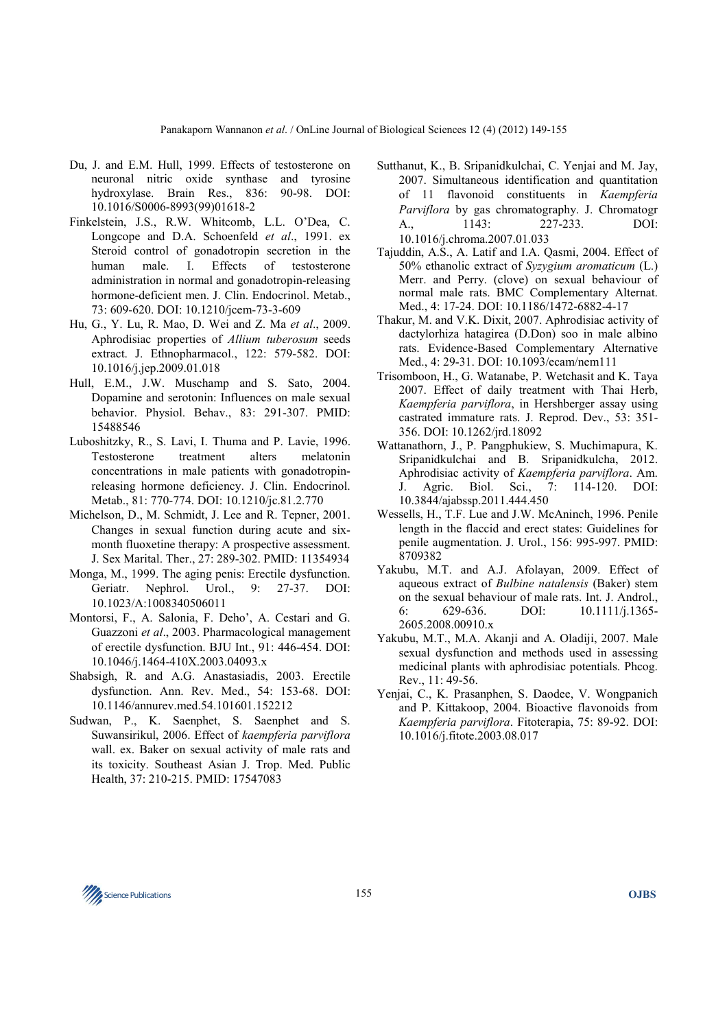Du, J. and E.M. Hull, 1999. Effects of testosterone on neuronal nitric oxide synthase and tyrosine hydroxylase. Brain Res., 836: 90-98. DOI: 10.1016/S0006-8993(99)01618-2

Finkelstein, J.S., R.W. Whitcomb, L.L. O'Dea, C. Longcope and D.A. Schoenfeld *et al*., 1991. ex Steroid control of gonadotropin secretion in the human male. I. Effects of testosterone administration in normal and gonadotropin-releasing hormone-deficient men. J. Clin. Endocrinol. Metab., 73: 609-620. DOI: 10.1210/jcem-73-3-609

Hu, G., Y. Lu, R. Mao, D. Wei and Z. Ma *et al*., 2009. Aphrodisiac properties of *Allium tuberosum* seeds extract. J. Ethnopharmacol., 122: 579-582. DOI: 10.1016/j.jep.2009.01.018

Hull, E.M., J.W. Muschamp and S. Sato, 2004. Dopamine and serotonin: Influences on male sexual behavior. Physiol. Behav., 83: 291-307. PMID: 15488546

Luboshitzky, R., S. Lavi, I. Thuma and P. Lavie, 1996. Testosterone treatment alters melatonin concentrations in male patients with gonadotropin-releasing hormone deficiency. J. Clin. Endocrinol. Metab., 81: 770-774. DOI: 10.1210/jc.81.2.770

Michelson, D., M. Schmidt, J. Lee and R. Tepner, 2001. Changes in sexual function during acute and six-month fluoxetine therapy: A prospective assessment. J. Sex Marital. Ther., 27: 289-302. PMID: 11354934

Monga, M., 1999. The aging penis: Erectile dysfunction. Geriatr. Nephrol. Urol., 9: 27-37. DOI: 10.1023/A:1008340506011

Montorsi, F., A. Salonia, F. Deho', A. Cestari and G. Guazzoni *et al*., 2003. Pharmacological management of erectile dysfunction. BJU Int., 91: 446-454. DOI: 10.1046/j.1464-410X.2003.04093.x

Shabsigh, R. and A.G. Anastasiadis, 2003. Erectile dysfunction. Ann. Rev. Med., 54: 153-68. DOI: 10.1146/annurev.med.54.101601.152212

Sudwan, P., K. Saenphet, S. Saenphet and S. Suwansirikul, 2006. Effect of *kaempferia parviflora* wall. ex. Baker on sexual activity of male rats and its toxicity. Southeast Asian J. Trop. Med. Public Health, 37: 210-215. PMID: 17547083

Sutthanut, K., B. Sripanidkulchai, C. Yenjai and M. Jay, 2007. Simultaneous identification and quantitation of 11 flavonoid constituents in *Kaempferia Parviflora* by gas chromatography. J. Chromatogr A., 1143: 227-233. DOI: 10.1016/j.chroma.2007.01.033

Tajuddin, A.S., A. Latif and I.A. Qasmi, 2004. Effect of 50% ethanolic extract of *Syzygium aromaticum* (L.) Merr. and Perry. (clove) on sexual behaviour of normal male rats. BMC Complementary Alternat. Med., 4: 17-24. DOI: 10.1186/1472-6882-4-17

Thakur, M. and V.K. Dixit, 2007. Aphrodisiac activity of dactylorhiza hatagirea (D.Don) soo in male albino rats. Evidence-Based Complementary Alternative Med., 4: 29-31. DOI: 10.1093/ecam/nem111

Trisomboon, H., G. Watanabe, P. Wetchasit and K. Taya 2007. Effect of daily treatment with Thai Herb, *Kaempferia parviflora*, in Hershberger assay using castrated immature rats. J. Reprod. Dev., 53: 351-356. DOI: 10.1262/jrd.18092

Wattanathorn, J., P. Pangphukiew, S. Muchimapura, K. Sripanidkulchai and B. Sripanidkulcha, 2012. Aphrodisiac activity of *Kaempferia parviflora*. Am. J. Agric. Biol. Sci., 7: 114-120. DOI: 10.3844/ajabssp.2011.444.450

Wessells, H., T.F. Lue and J.W. McAninch, 1996. Penile length in the flaccid and erect states: Guidelines for penile augmentation. J. Urol., 156: 995-997. PMID: 8709382

Yakubu, M.T. and A.J. Afolayan, 2009. Effect of aqueous extract of *Bulbine natalensis* (Baker) stem on the sexual behaviour of male rats. Int. J. Androl., 6: 629-636. DOI: 10.1111/j.1365-2605.2008.00910.x

Yakubu, M.T., M.A. Akanji and A. Oladiji, 2007. Male sexual dysfunction and methods used in assessing medicinal plants with aphrodisiac potentials. Phcog. Rev., 11: 49-56.

Yenjai, C., K. Prasanphen, S. Daodee, V. Wongpanich and P. Kittakoop, 2004. Bioactive flavonoids from *Kaempferia parviflora*. Fitoterapia, 75: 89-92. DOI: 10.1016/j.fitote.2003.08.017